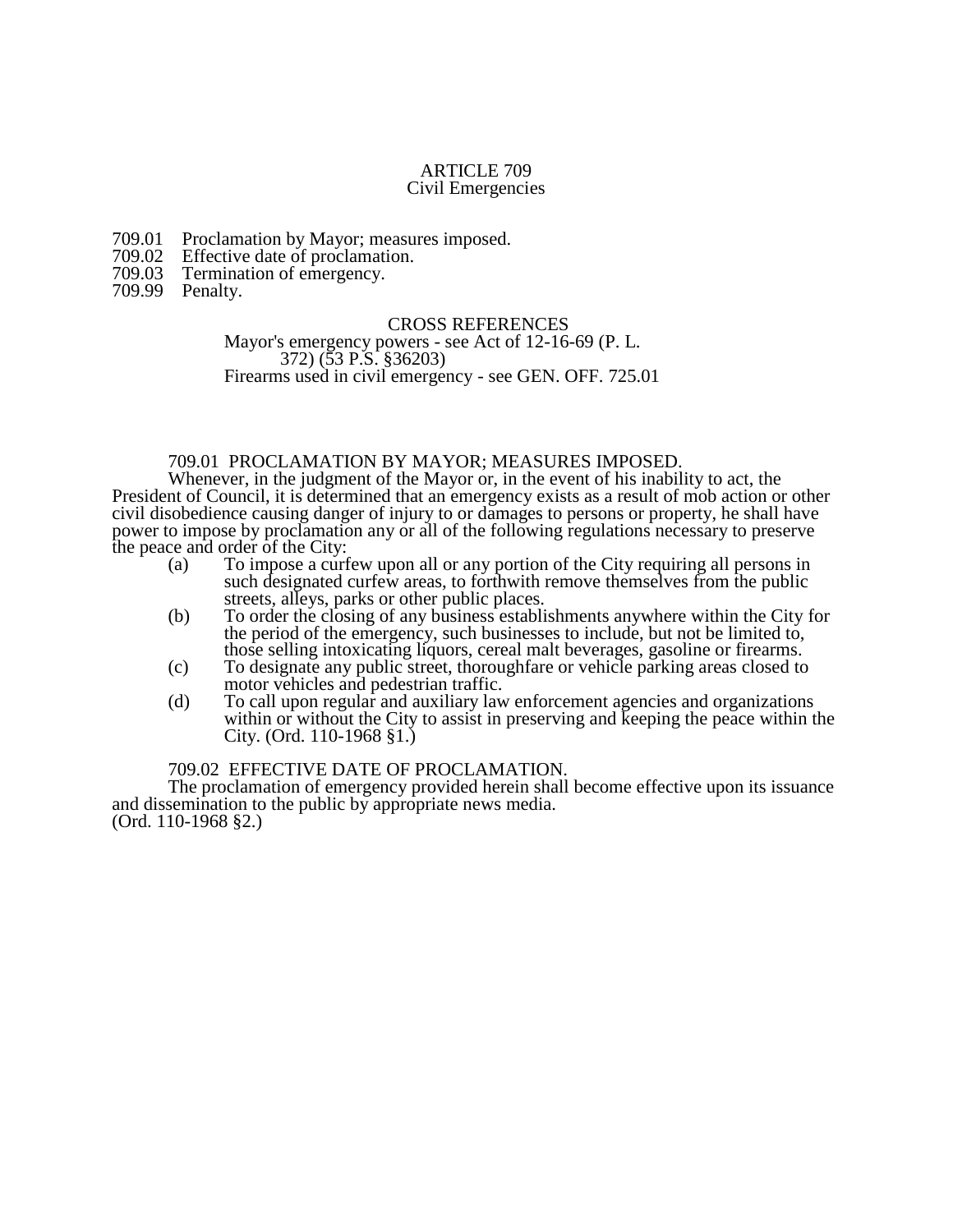# ARTICLE 709
## Civil Emergencies

709.01 Proclamation by Mayor; measures imposed.
709.02 Effective date of proclamation.
709.03 Termination of emergency.
709.99 Penalty.

CROSS REFERENCES

Mayor's emergency powers - see Act of 12-16-69 (P. L. 372) (53 P.S. §36203)

Firearms used in civil emergency - see GEN. OFF. 725.01

### 709.01 PROCLAMATION BY MAYOR; MEASURES IMPOSED.

Whenever, in the judgment of the Mayor or, in the event of his inability to act, the President of Council, it is determined that an emergency exists as a result of mob action or other civil disobedience causing danger of injury to or damages to persons or property, he shall have power to impose by proclamation any or all of the following regulations necessary to preserve the peace and order of the City:

(a) To impose a curfew upon all or any portion of the City requiring all persons in such designated curfew areas, to forthwith remove themselves from the public streets, alleys, parks or other public places.

(b) To order the closing of any business establishments anywhere within the City for the period of the emergency, such businesses to include, but not be limited to, those selling intoxicating liquors, cereal malt beverages, gasoline or firearms.

(c) To designate any public street, thoroughfare or vehicle parking areas closed to motor vehicles and pedestrian traffic.

(d) To call upon regular and auxiliary law enforcement agencies and organizations within or without the City to assist in preserving and keeping the peace within the City. (Ord. 110-1968 §1.)

### 709.02 EFFECTIVE DATE OF PROCLAMATION.

The proclamation of emergency provided herein shall become effective upon its issuance and dissemination to the public by appropriate news media.
(Ord. 110-1968 §2.)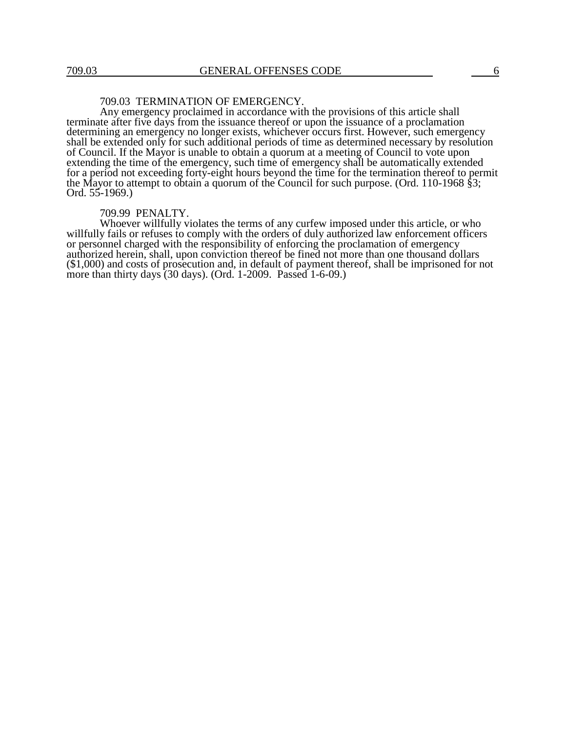### 709.03 TERMINATION OF EMERGENCY.

Any emergency proclaimed in accordance with the provisions of this article shall terminate after five days from the issuance thereof or upon the issuance of a proclamation determining an emergency no longer exists, whichever occurs first. However, such emergency shall be extended only for such additional periods of time as determined necessary by resolution of Council. If the Mayor is unable to obtain a quorum at a meeting of Council to vote upon extending the time of the emergency, such time of emergency shall be automatically extended for a period not exceeding forty-eight hours beyond the time for the termination thereof to permit the Mayor to attempt to obtain a quorum of the Council for such purpose. (Ord. 110-1968 §3; Ord. 55-1969.)

### 709.99 PENALTY.

Whoever willfully violates the terms of any curfew imposed under this article, or who willfully fails or refuses to comply with the orders of duly authorized law enforcement officers or personnel charged with the responsibility of enforcing the proclamation of emergency authorized herein, shall, upon conviction thereof be fined not more than one thousand dollars ($1,000) and costs of prosecution and, in default of payment thereof, shall be imprisoned for not more than thirty days (30 days). (Ord. 1-2009. Passed 1-6-09.)